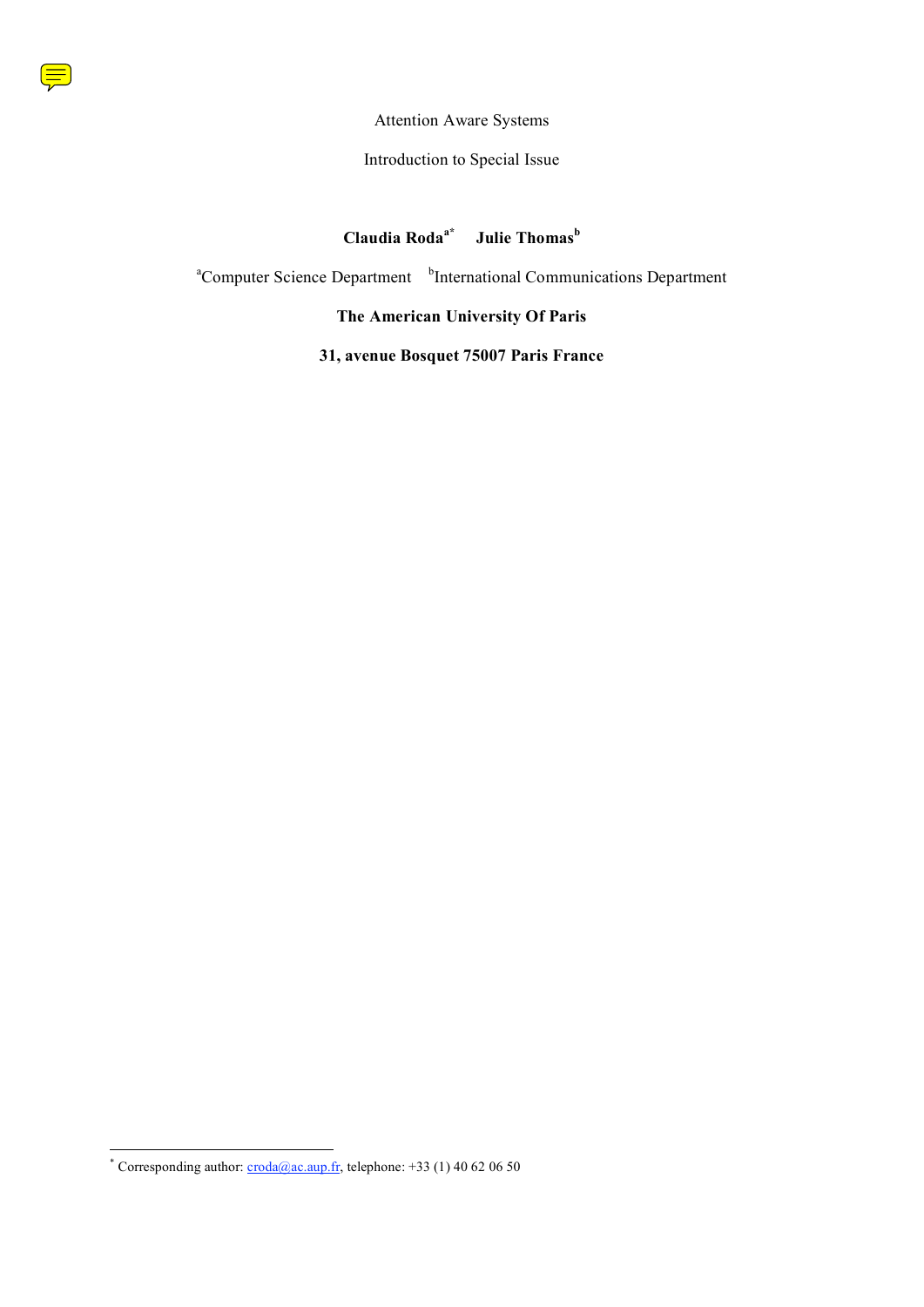Attention Aware Systems

Introduction to Special Issue

**Claudia Roda[a*] Julie Thomas[b]**

[a]Computer Science Department [b]International Communications Department

**The American University Of Paris**

**31, avenue Bosquet 75007 Paris France**

[*] Corresponding author: croda@ac.aup.fr, telephone: +33 (1) 40 62 06 50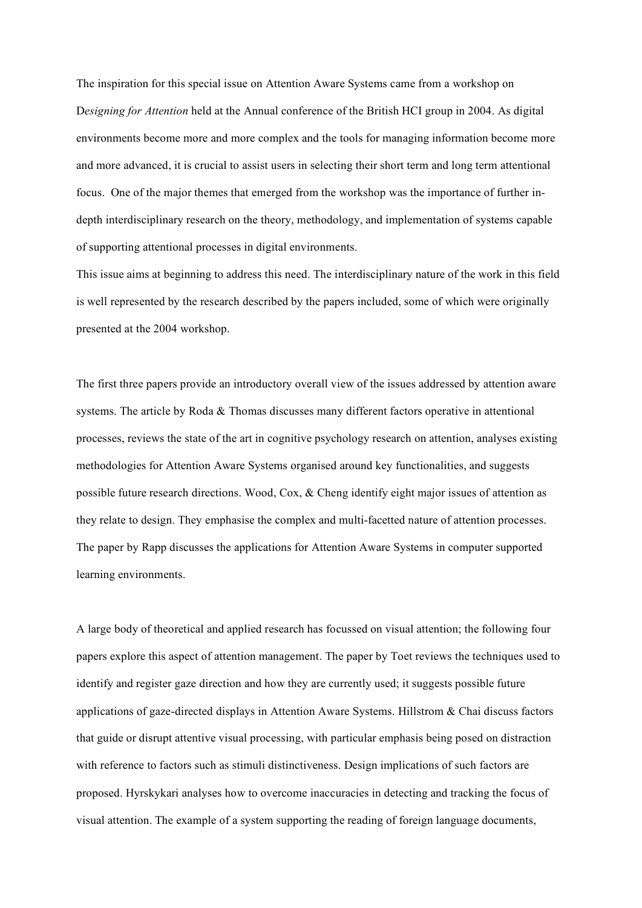The inspiration for this special issue on Attention Aware Systems came from a workshop on D*esigning for Attention* held at the Annual conference of the British HCI group in 2004. As digital environments become more and more complex and the tools for managing information become more and more advanced, it is crucial to assist users in selecting their short term and long term attentional focus. One of the major themes that emerged from the workshop was the importance of further in-depth interdisciplinary research on the theory, methodology, and implementation of systems capable of supporting attentional processes in digital environments.

This issue aims at beginning to address this need. The interdisciplinary nature of the work in this field is well represented by the research described by the papers included, some of which were originally presented at the 2004 workshop.

The first three papers provide an introductory overall view of the issues addressed by attention aware systems. The article by Roda & Thomas discusses many different factors operative in attentional processes, reviews the state of the art in cognitive psychology research on attention, analyses existing methodologies for Attention Aware Systems organised around key functionalities, and suggests possible future research directions. Wood, Cox, & Cheng identify eight major issues of attention as they relate to design. They emphasise the complex and multi-facetted nature of attention processes. The paper by Rapp discusses the applications for Attention Aware Systems in computer supported learning environments.

A large body of theoretical and applied research has focussed on visual attention; the following four papers explore this aspect of attention management. The paper by Toet reviews the techniques used to identify and register gaze direction and how they are currently used; it suggests possible future applications of gaze-directed displays in Attention Aware Systems. Hillstrom & Chai discuss factors that guide or disrupt attentive visual processing, with particular emphasis being posed on distraction with reference to factors such as stimuli distinctiveness. Design implications of such factors are proposed. Hyrskykari analyses how to overcome inaccuracies in detecting and tracking the focus of visual attention. The example of a system supporting the reading of foreign language documents,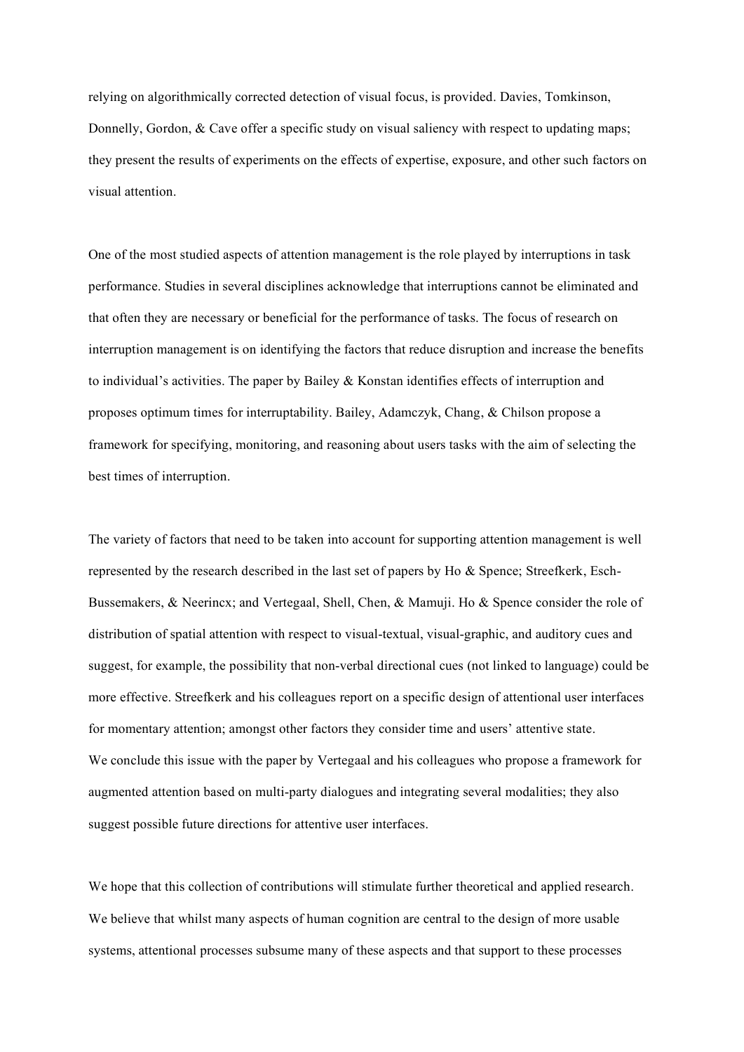relying on algorithmically corrected detection of visual focus, is provided. Davies, Tomkinson, Donnelly, Gordon, & Cave offer a specific study on visual saliency with respect to updating maps; they present the results of experiments on the effects of expertise, exposure, and other such factors on visual attention.

One of the most studied aspects of attention management is the role played by interruptions in task performance. Studies in several disciplines acknowledge that interruptions cannot be eliminated and that often they are necessary or beneficial for the performance of tasks. The focus of research on interruption management is on identifying the factors that reduce disruption and increase the benefits to individual's activities. The paper by Bailey & Konstan identifies effects of interruption and proposes optimum times for interruptability. Bailey, Adamczyk, Chang, & Chilson propose a framework for specifying, monitoring, and reasoning about users tasks with the aim of selecting the best times of interruption.

The variety of factors that need to be taken into account for supporting attention management is well represented by the research described in the last set of papers by Ho & Spence; Streefkerk, Esch-Bussemakers, & Neerincx; and Vertegaal, Shell, Chen, & Mamuji. Ho & Spence consider the role of distribution of spatial attention with respect to visual-textual, visual-graphic, and auditory cues and suggest, for example, the possibility that non-verbal directional cues (not linked to language) could be more effective. Streefkerk and his colleagues report on a specific design of attentional user interfaces for momentary attention; amongst other factors they consider time and users' attentive state.
We conclude this issue with the paper by Vertegaal and his colleagues who propose a framework for augmented attention based on multi-party dialogues and integrating several modalities; they also suggest possible future directions for attentive user interfaces.

We hope that this collection of contributions will stimulate further theoretical and applied research. We believe that whilst many aspects of human cognition are central to the design of more usable systems, attentional processes subsume many of these aspects and that support to these processes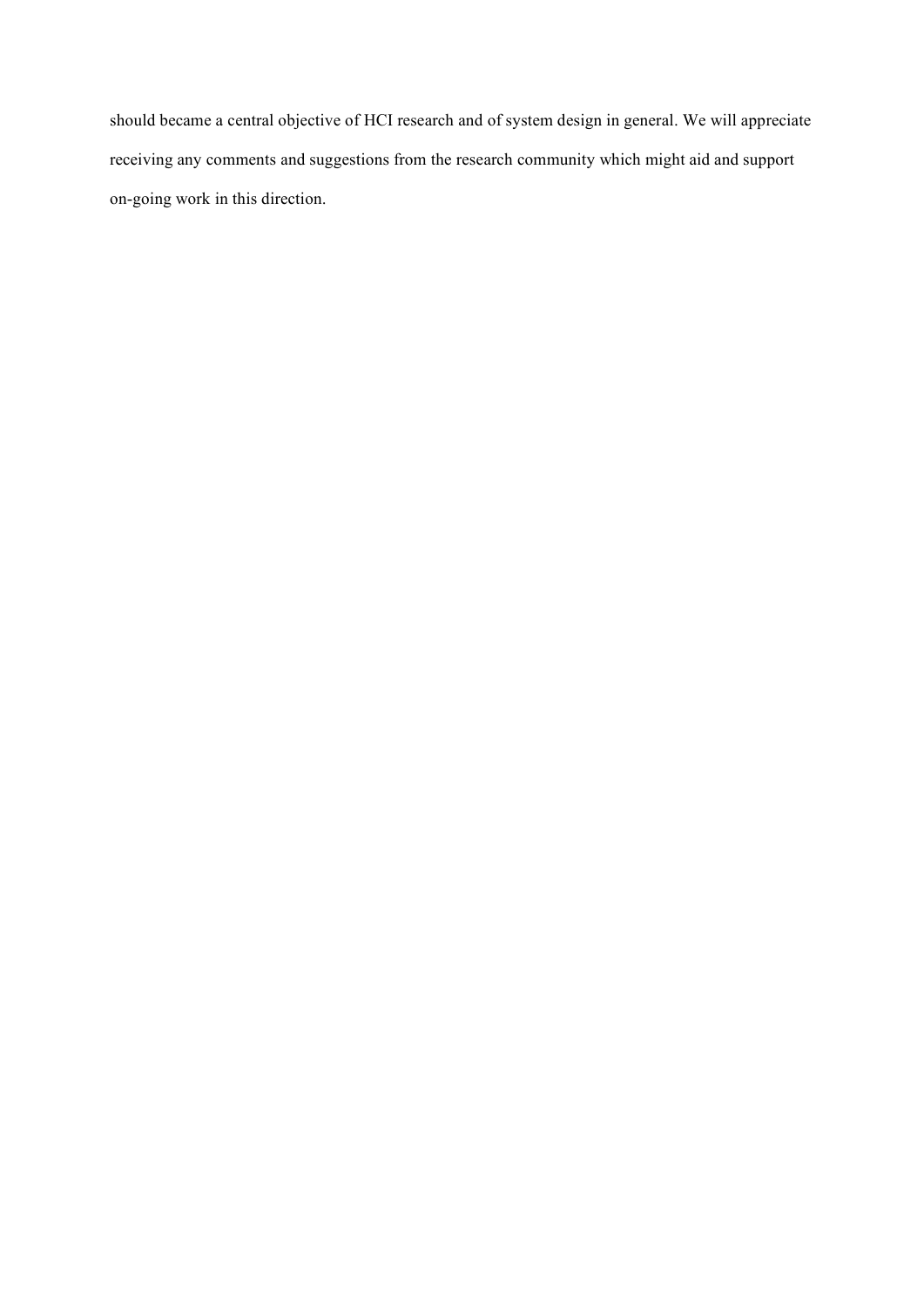should became a central objective of HCI research and of system design in general. We will appreciate receiving any comments and suggestions from the research community which might aid and support on-going work in this direction.